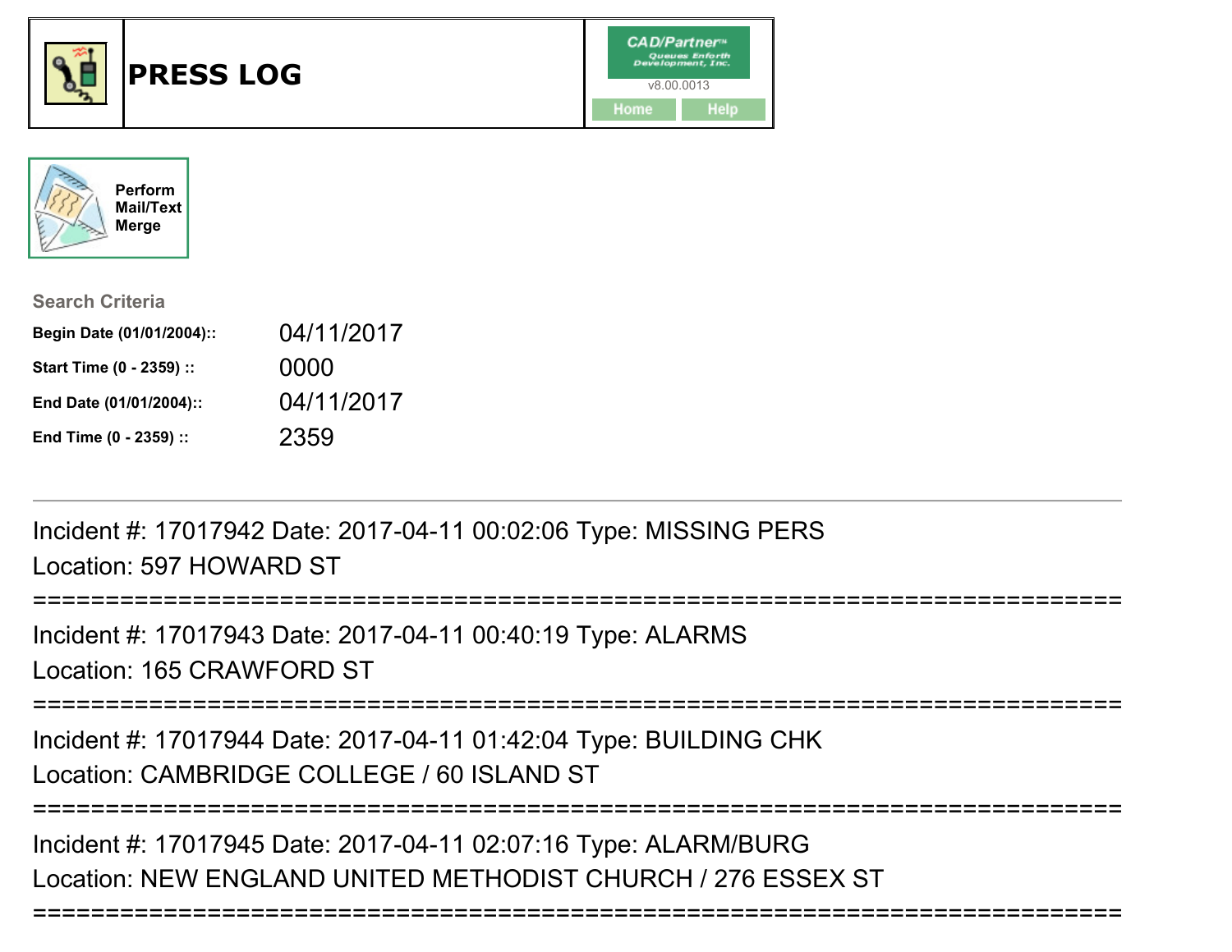# PRESS LOG

CAD/Partner™
Queues Enforth Development, Inc.
v8.00.0013

Home Help

Perform Mail/Text Merge

**Search Criteria**

| | |
|---|---|
| **Begin Date (01/01/2004)::** | 04/11/2017 |
| **Start Time (0 - 2359) ::** | 0000 |
| **End Date (01/01/2004)::** | 04/11/2017 |
| **End Time (0 - 2359) ::** | 2359 |

---

Incident #: 17017942 Date: 2017-04-11 00:02:06 Type: MISSING PERS
Location: 597 HOWARD ST

===========================================================================

Incident #: 17017943 Date: 2017-04-11 00:40:19 Type: ALARMS
Location: 165 CRAWFORD ST

===========================================================================

Incident #: 17017944 Date: 2017-04-11 01:42:04 Type: BUILDING CHK
Location: CAMBRIDGE COLLEGE / 60 ISLAND ST

===========================================================================

Incident #: 17017945 Date: 2017-04-11 02:07:16 Type: ALARM/BURG
Location: NEW ENGLAND UNITED METHODIST CHURCH / 276 ESSEX ST

===========================================================================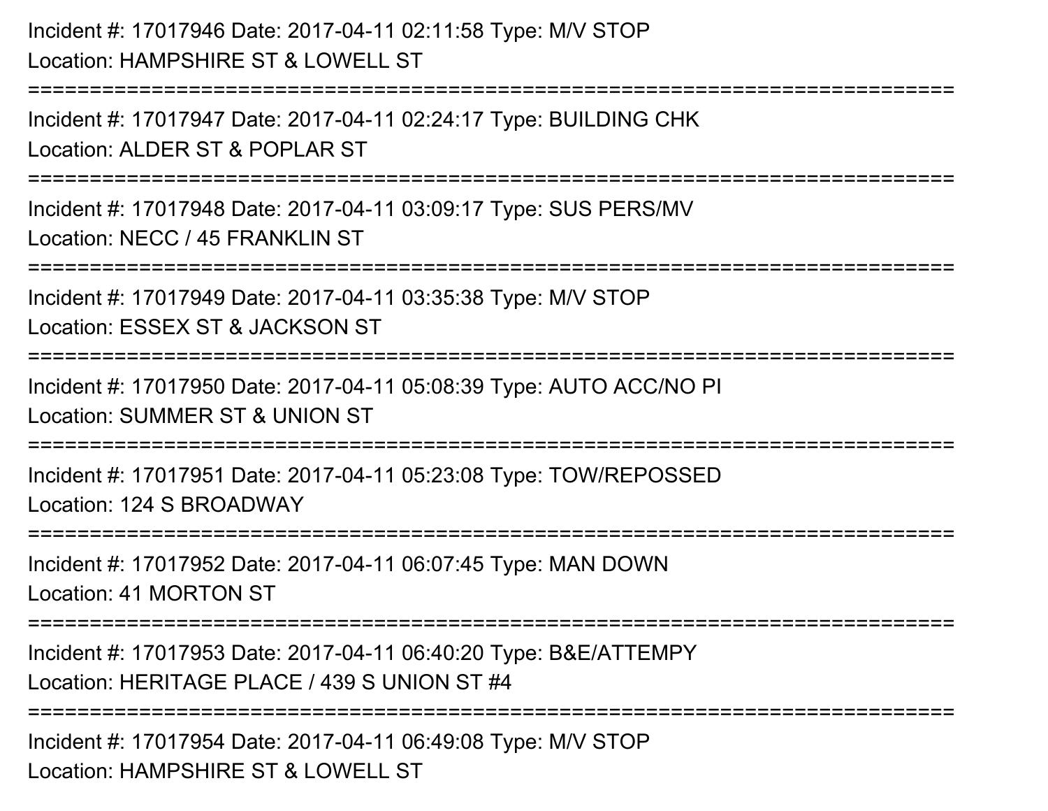Incident #: 17017946 Date: 2017-04-11 02:11:58 Type: M/V STOP
Location: HAMPSHIRE ST & LOWELL ST

===========================================================================

Incident #: 17017947 Date: 2017-04-11 02:24:17 Type: BUILDING CHK
Location: ALDER ST & POPLAR ST

===========================================================================

Incident #: 17017948 Date: 2017-04-11 03:09:17 Type: SUS PERS/MV
Location: NECC / 45 FRANKLIN ST

===========================================================================

Incident #: 17017949 Date: 2017-04-11 03:35:38 Type: M/V STOP
Location: ESSEX ST & JACKSON ST

===========================================================================

Incident #: 17017950 Date: 2017-04-11 05:08:39 Type: AUTO ACC/NO PI
Location: SUMMER ST & UNION ST

===========================================================================

Incident #: 17017951 Date: 2017-04-11 05:23:08 Type: TOW/REPOSSED
Location: 124 S BROADWAY

===========================================================================

Incident #: 17017952 Date: 2017-04-11 06:07:45 Type: MAN DOWN
Location: 41 MORTON ST

===========================================================================

Incident #: 17017953 Date: 2017-04-11 06:40:20 Type: B&E/ATTEMPY
Location: HERITAGE PLACE / 439 S UNION ST #4

===========================================================================

Incident #: 17017954 Date: 2017-04-11 06:49:08 Type: M/V STOP
Location: HAMPSHIRE ST & LOWELL ST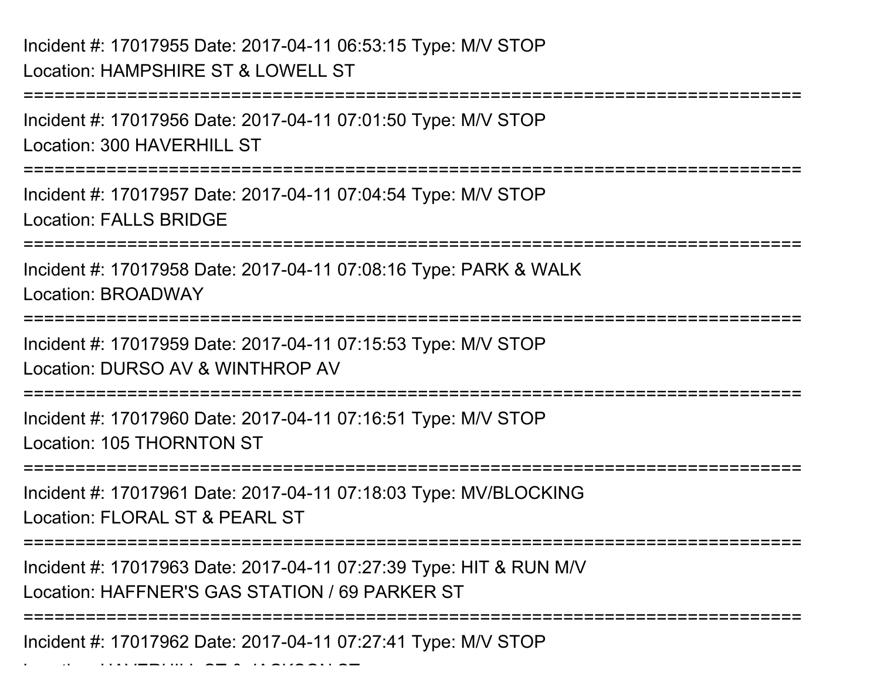Incident #: 17017955 Date: 2017-04-11 06:53:15 Type: M/V STOP
Location: HAMPSHIRE ST & LOWELL ST

===========================================================================

Incident #: 17017956 Date: 2017-04-11 07:01:50 Type: M/V STOP
Location: 300 HAVERHILL ST

===========================================================================

Incident #: 17017957 Date: 2017-04-11 07:04:54 Type: M/V STOP
Location: FALLS BRIDGE

===========================================================================

Incident #: 17017958 Date: 2017-04-11 07:08:16 Type: PARK & WALK
Location: BROADWAY

===========================================================================

Incident #: 17017959 Date: 2017-04-11 07:15:53 Type: M/V STOP
Location: DURSO AV & WINTHROP AV

===========================================================================

Incident #: 17017960 Date: 2017-04-11 07:16:51 Type: M/V STOP
Location: 105 THORNTON ST

===========================================================================

Incident #: 17017961 Date: 2017-04-11 07:18:03 Type: MV/BLOCKING
Location: FLORAL ST & PEARL ST

===========================================================================

Incident #: 17017963 Date: 2017-04-11 07:27:39 Type: HIT & RUN M/V
Location: HAFFNER'S GAS STATION / 69 PARKER ST

===========================================================================

Incident #: 17017962 Date: 2017-04-11 07:27:41 Type: M/V STOP
Location: HAVERHILL ST & JACKSON ST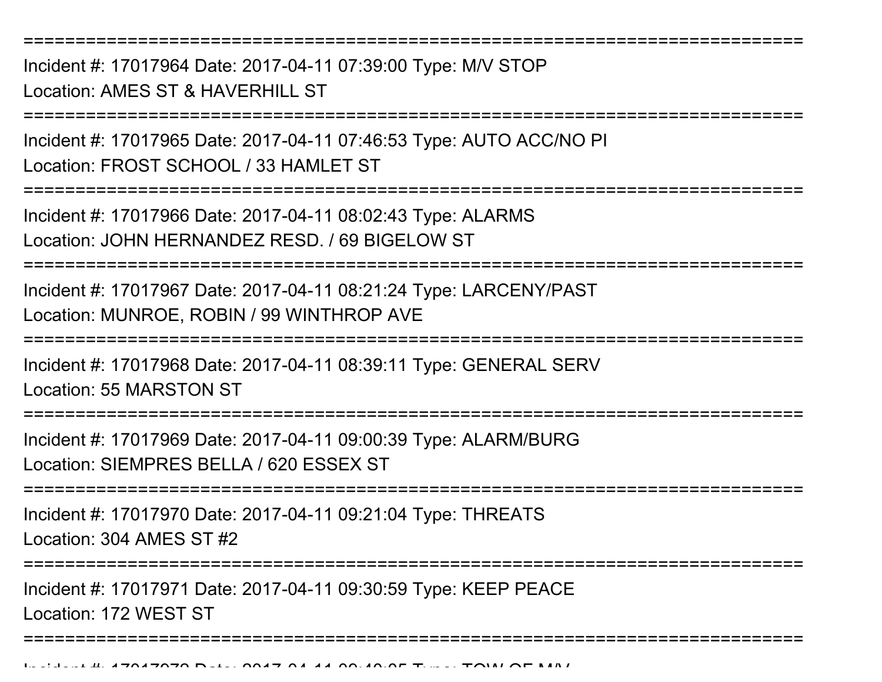===========================================================================

Incident #: 17017964 Date: 2017-04-11 07:39:00 Type: M/V STOP
Location: AMES ST & HAVERHILL ST

===========================================================================

Incident #: 17017965 Date: 2017-04-11 07:46:53 Type: AUTO ACC/NO PI
Location: FROST SCHOOL / 33 HAMLET ST

===========================================================================

Incident #: 17017966 Date: 2017-04-11 08:02:43 Type: ALARMS
Location: JOHN HERNANDEZ RESD. / 69 BIGELOW ST

===========================================================================

Incident #: 17017967 Date: 2017-04-11 08:21:24 Type: LARCENY/PAST
Location: MUNROE, ROBIN / 99 WINTHROP AVE

===========================================================================

Incident #: 17017968 Date: 2017-04-11 08:39:11 Type: GENERAL SERV
Location: 55 MARSTON ST

===========================================================================

Incident #: 17017969 Date: 2017-04-11 09:00:39 Type: ALARM/BURG
Location: SIEMPRES BELLA / 620 ESSEX ST

===========================================================================

Incident #: 17017970 Date: 2017-04-11 09:21:04 Type: THREATS
Location: 304 AMES ST #2

===========================================================================

Incident #: 17017971 Date: 2017-04-11 09:30:59 Type: KEEP PEACE
Location: 172 WEST ST

===========================================================================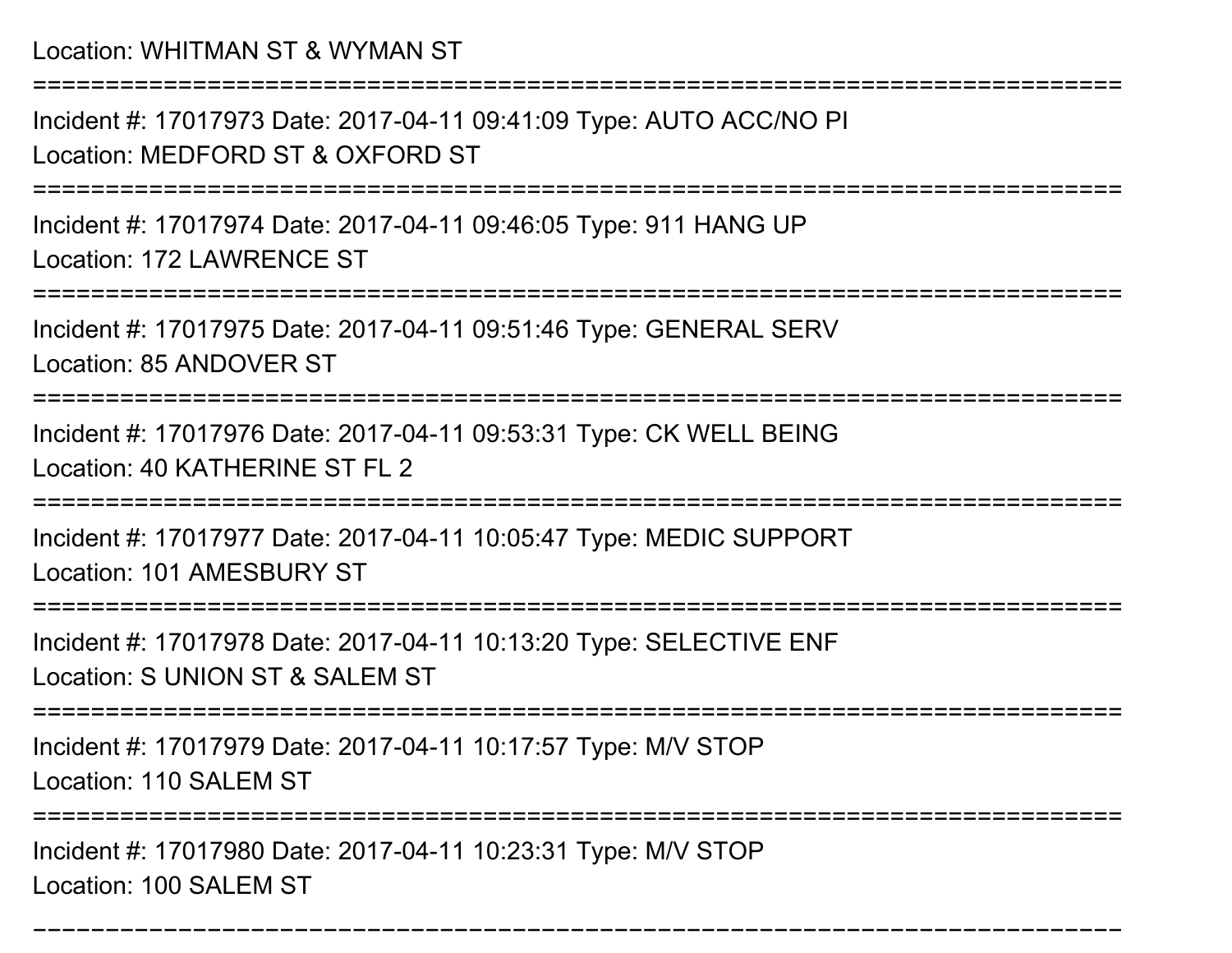Location: WHITMAN ST & WYMAN ST

===========================================================================

Incident #: 17017973 Date: 2017-04-11 09:41:09 Type: AUTO ACC/NO PI
Location: MEDFORD ST & OXFORD ST

===========================================================================

Incident #: 17017974 Date: 2017-04-11 09:46:05 Type: 911 HANG UP
Location: 172 LAWRENCE ST

===========================================================================

Incident #: 17017975 Date: 2017-04-11 09:51:46 Type: GENERAL SERV
Location: 85 ANDOVER ST

===========================================================================

Incident #: 17017976 Date: 2017-04-11 09:53:31 Type: CK WELL BEING
Location: 40 KATHERINE ST FL 2

===========================================================================

Incident #: 17017977 Date: 2017-04-11 10:05:47 Type: MEDIC SUPPORT
Location: 101 AMESBURY ST

===========================================================================

Incident #: 17017978 Date: 2017-04-11 10:13:20 Type: SELECTIVE ENF
Location: S UNION ST & SALEM ST

===========================================================================

Incident #: 17017979 Date: 2017-04-11 10:17:57 Type: M/V STOP
Location: 110 SALEM ST

===========================================================================

Incident #: 17017980 Date: 2017-04-11 10:23:31 Type: M/V STOP
Location: 100 SALEM ST

===========================================================================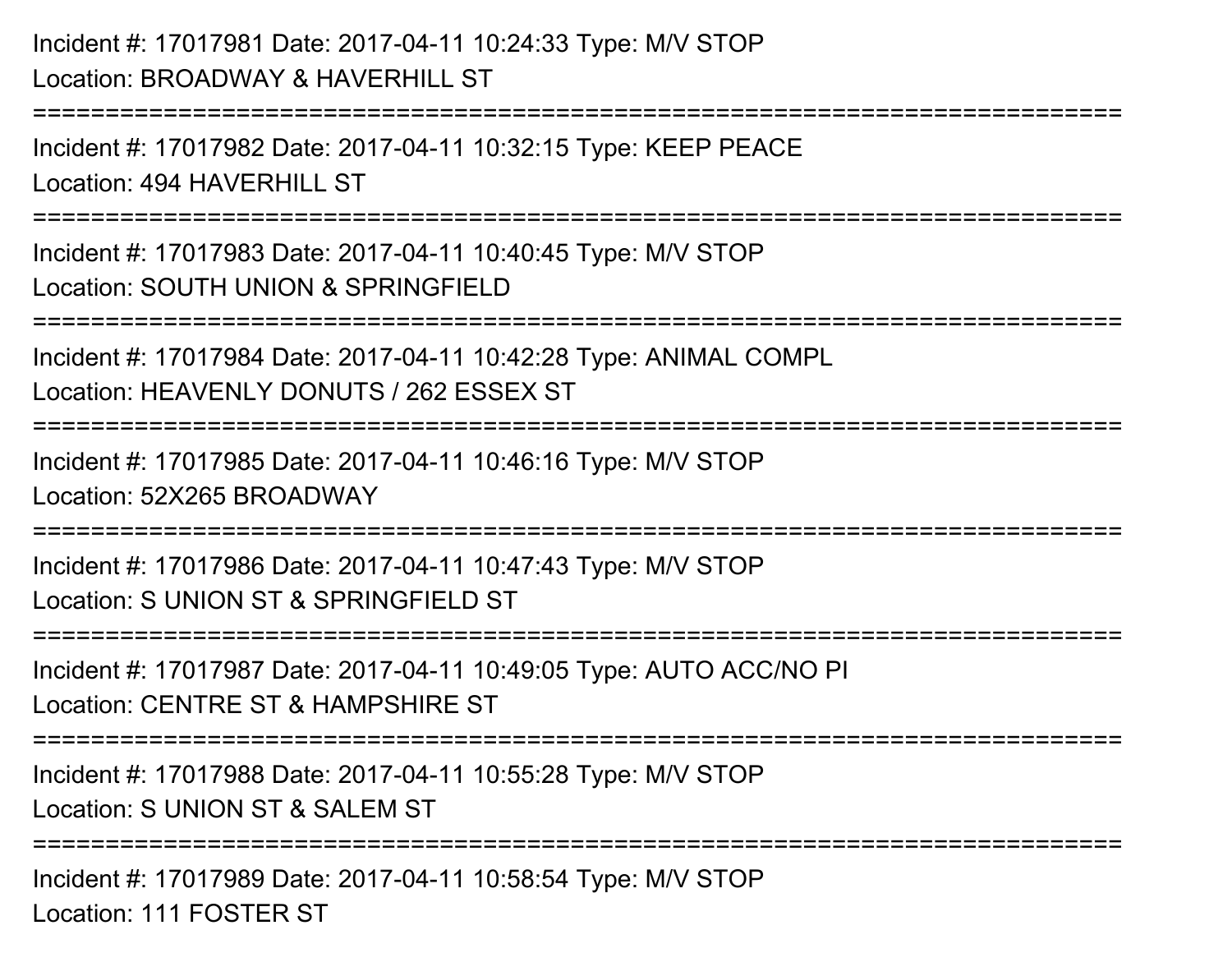Incident #: 17017981 Date: 2017-04-11 10:24:33 Type: M/V STOP
Location: BROADWAY & HAVERHILL ST

===========================================================================

Incident #: 17017982 Date: 2017-04-11 10:32:15 Type: KEEP PEACE
Location: 494 HAVERHILL ST

===========================================================================

Incident #: 17017983 Date: 2017-04-11 10:40:45 Type: M/V STOP
Location: SOUTH UNION & SPRINGFIELD

===========================================================================

Incident #: 17017984 Date: 2017-04-11 10:42:28 Type: ANIMAL COMPL
Location: HEAVENLY DONUTS / 262 ESSEX ST

===========================================================================

Incident #: 17017985 Date: 2017-04-11 10:46:16 Type: M/V STOP
Location: 52X265 BROADWAY

===========================================================================

Incident #: 17017986 Date: 2017-04-11 10:47:43 Type: M/V STOP
Location: S UNION ST & SPRINGFIELD ST

===========================================================================

Incident #: 17017987 Date: 2017-04-11 10:49:05 Type: AUTO ACC/NO PI
Location: CENTRE ST & HAMPSHIRE ST

===========================================================================

Incident #: 17017988 Date: 2017-04-11 10:55:28 Type: M/V STOP
Location: S UNION ST & SALEM ST

===========================================================================

Incident #: 17017989 Date: 2017-04-11 10:58:54 Type: M/V STOP
Location: 111 FOSTER ST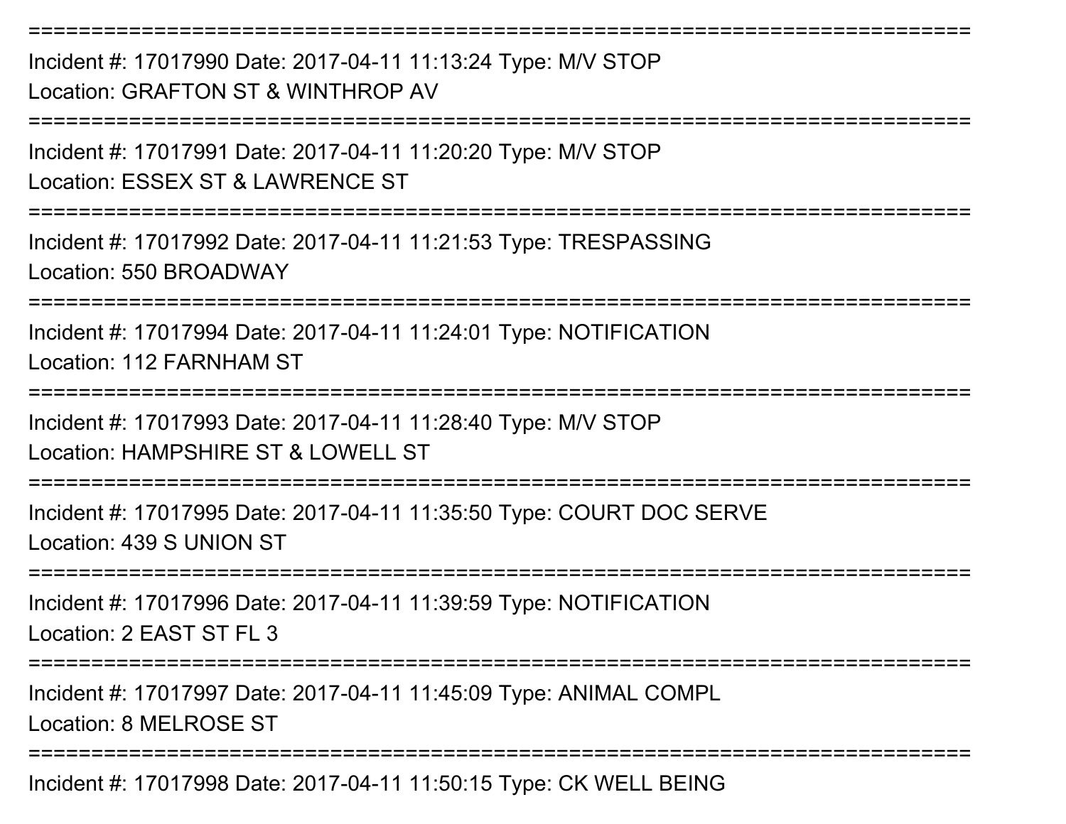===========================================================================
Incident #: 17017990 Date: 2017-04-11 11:13:24 Type: M/V STOP
Location: GRAFTON ST & WINTHROP AV
===========================================================================
Incident #: 17017991 Date: 2017-04-11 11:20:20 Type: M/V STOP
Location: ESSEX ST & LAWRENCE ST
===========================================================================
Incident #: 17017992 Date: 2017-04-11 11:21:53 Type: TRESPASSING
Location: 550 BROADWAY
===========================================================================
Incident #: 17017994 Date: 2017-04-11 11:24:01 Type: NOTIFICATION
Location: 112 FARNHAM ST
===========================================================================
Incident #: 17017993 Date: 2017-04-11 11:28:40 Type: M/V STOP
Location: HAMPSHIRE ST & LOWELL ST
===========================================================================
Incident #: 17017995 Date: 2017-04-11 11:35:50 Type: COURT DOC SERVE
Location: 439 S UNION ST
===========================================================================
Incident #: 17017996 Date: 2017-04-11 11:39:59 Type: NOTIFICATION
Location: 2 EAST ST FL 3
===========================================================================
Incident #: 17017997 Date: 2017-04-11 11:45:09 Type: ANIMAL COMPL
Location: 8 MELROSE ST
===========================================================================
Incident #: 17017998 Date: 2017-04-11 11:50:15 Type: CK WELL BEING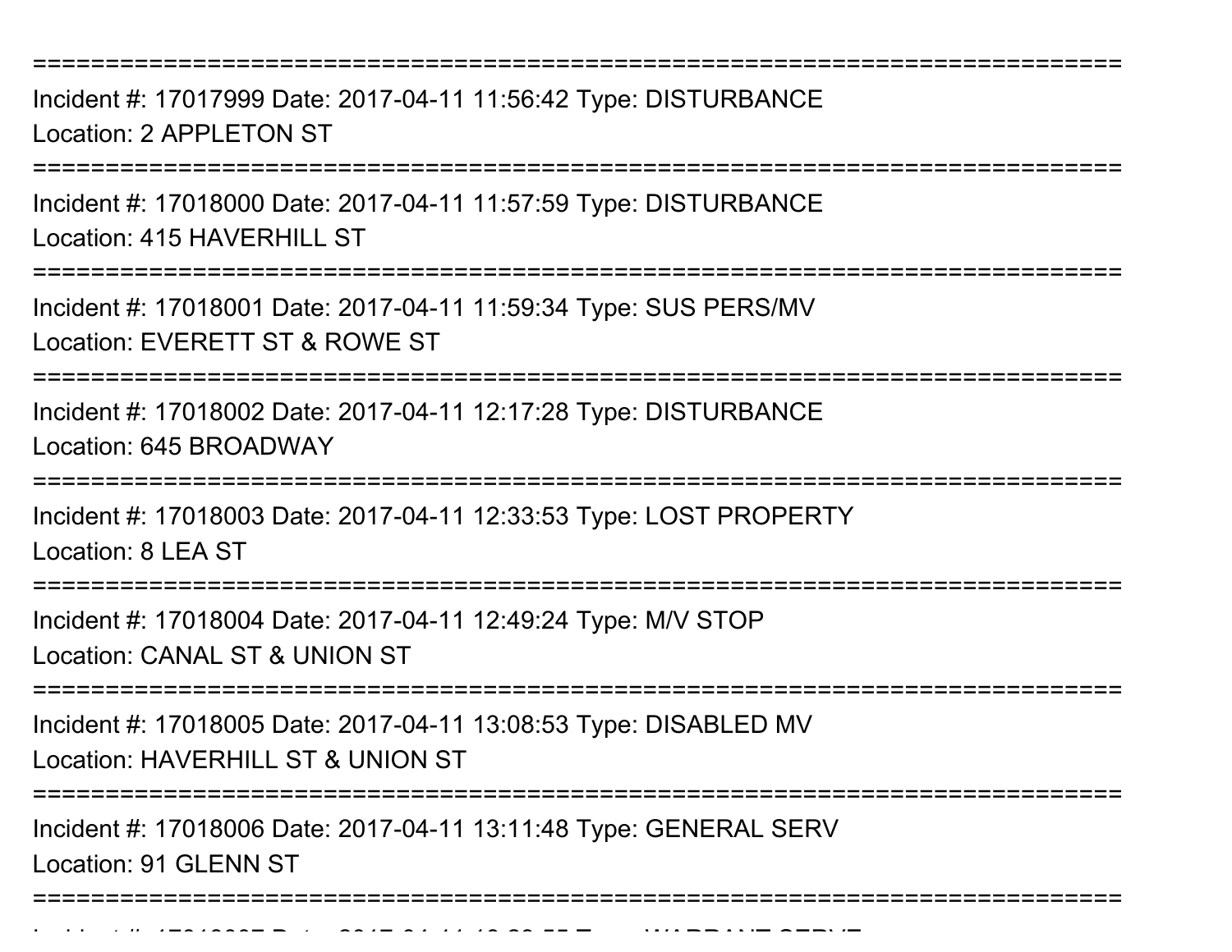===========================================================================

Incident #: 17017999 Date: 2017-04-11 11:56:42 Type: DISTURBANCE
Location: 2 APPLETON ST

===========================================================================

Incident #: 17018000 Date: 2017-04-11 11:57:59 Type: DISTURBANCE
Location: 415 HAVERHILL ST

===========================================================================

Incident #: 17018001 Date: 2017-04-11 11:59:34 Type: SUS PERS/MV
Location: EVERETT ST & ROWE ST

===========================================================================

Incident #: 17018002 Date: 2017-04-11 12:17:28 Type: DISTURBANCE
Location: 645 BROADWAY

===========================================================================

Incident #: 17018003 Date: 2017-04-11 12:33:53 Type: LOST PROPERTY
Location: 8 LEA ST

===========================================================================

Incident #: 17018004 Date: 2017-04-11 12:49:24 Type: M/V STOP
Location: CANAL ST & UNION ST

===========================================================================

Incident #: 17018005 Date: 2017-04-11 13:08:53 Type: DISABLED MV
Location: HAVERHILL ST & UNION ST

===========================================================================

Incident #: 17018006 Date: 2017-04-11 13:11:48 Type: GENERAL SERV
Location: 91 GLENN ST

===========================================================================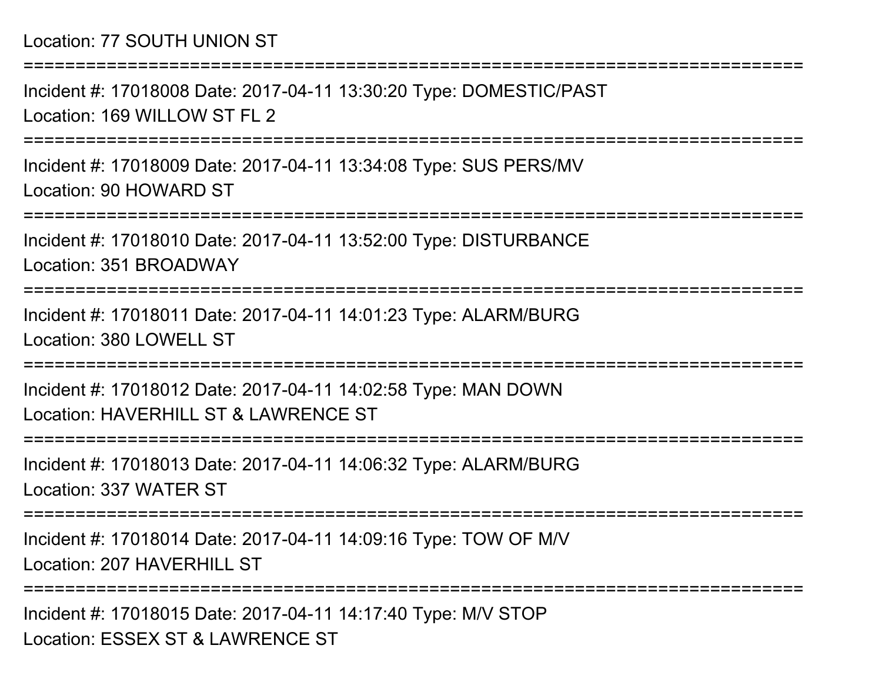Location: 77 SOUTH UNION ST

===========================================================================

Incident #: 17018008 Date: 2017-04-11 13:30:20 Type: DOMESTIC/PAST

Location: 169 WILLOW ST FL 2

===========================================================================

Incident #: 17018009 Date: 2017-04-11 13:34:08 Type: SUS PERS/MV

Location: 90 HOWARD ST

===========================================================================

Incident #: 17018010 Date: 2017-04-11 13:52:00 Type: DISTURBANCE

Location: 351 BROADWAY

===========================================================================

Incident #: 17018011 Date: 2017-04-11 14:01:23 Type: ALARM/BURG

Location: 380 LOWELL ST

===========================================================================

Incident #: 17018012 Date: 2017-04-11 14:02:58 Type: MAN DOWN

Location: HAVERHILL ST & LAWRENCE ST

===========================================================================

Incident #: 17018013 Date: 2017-04-11 14:06:32 Type: ALARM/BURG

Location: 337 WATER ST

===========================================================================

Incident #: 17018014 Date: 2017-04-11 14:09:16 Type: TOW OF M/V

Location: 207 HAVERHILL ST

===========================================================================

Incident #: 17018015 Date: 2017-04-11 14:17:40 Type: M/V STOP

Location: ESSEX ST & LAWRENCE ST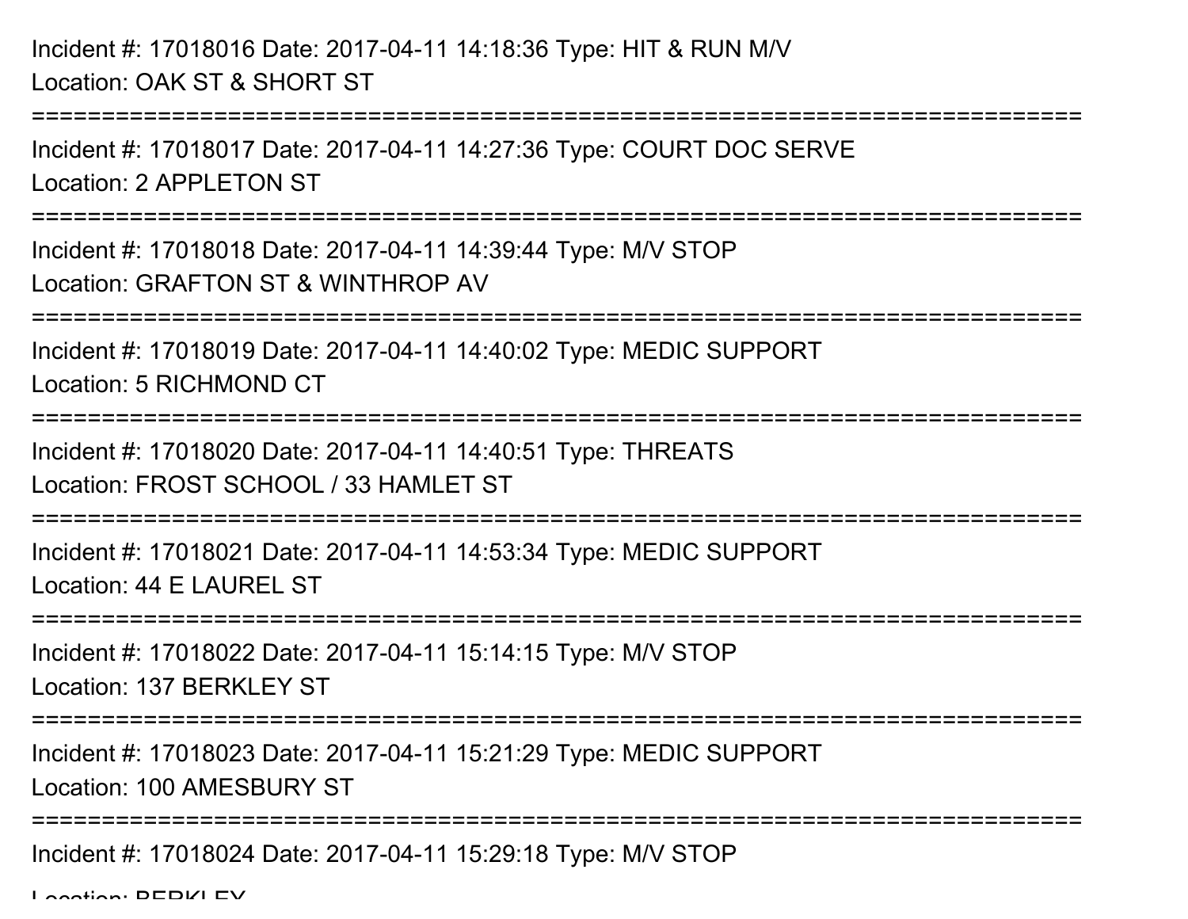Incident #: 17018016 Date: 2017-04-11 14:18:36 Type: HIT & RUN M/V
Location: OAK ST & SHORT ST

===========================================================================

Incident #: 17018017 Date: 2017-04-11 14:27:36 Type: COURT DOC SERVE
Location: 2 APPLETON ST

===========================================================================

Incident #: 17018018 Date: 2017-04-11 14:39:44 Type: M/V STOP
Location: GRAFTON ST & WINTHROP AV

===========================================================================

Incident #: 17018019 Date: 2017-04-11 14:40:02 Type: MEDIC SUPPORT
Location: 5 RICHMOND CT

===========================================================================

Incident #: 17018020 Date: 2017-04-11 14:40:51 Type: THREATS
Location: FROST SCHOOL / 33 HAMLET ST

===========================================================================

Incident #: 17018021 Date: 2017-04-11 14:53:34 Type: MEDIC SUPPORT
Location: 44 E LAUREL ST

===========================================================================

Incident #: 17018022 Date: 2017-04-11 15:14:15 Type: M/V STOP
Location: 137 BERKLEY ST

===========================================================================

Incident #: 17018023 Date: 2017-04-11 15:21:29 Type: MEDIC SUPPORT
Location: 100 AMESBURY ST

===========================================================================

Incident #: 17018024 Date: 2017-04-11 15:29:18 Type: M/V STOP
Location: BERKLEY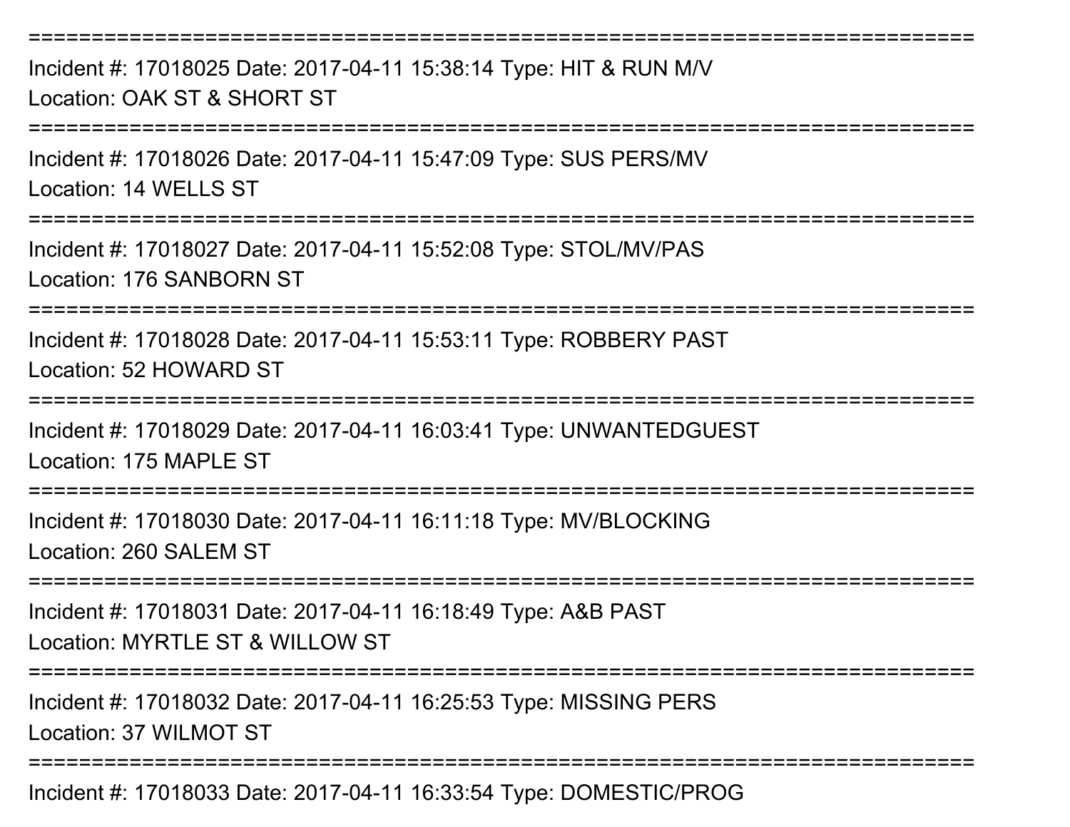===========================================================================
Incident #: 17018025 Date: 2017-04-11 15:38:14 Type: HIT & RUN M/V
Location: OAK ST & SHORT ST
===========================================================================
Incident #: 17018026 Date: 2017-04-11 15:47:09 Type: SUS PERS/MV
Location: 14 WELLS ST
===========================================================================
Incident #: 17018027 Date: 2017-04-11 15:52:08 Type: STOL/MV/PAS
Location: 176 SANBORN ST
===========================================================================
Incident #: 17018028 Date: 2017-04-11 15:53:11 Type: ROBBERY PAST
Location: 52 HOWARD ST
===========================================================================
Incident #: 17018029 Date: 2017-04-11 16:03:41 Type: UNWANTEDGUEST
Location: 175 MAPLE ST
===========================================================================
Incident #: 17018030 Date: 2017-04-11 16:11:18 Type: MV/BLOCKING
Location: 260 SALEM ST
===========================================================================
Incident #: 17018031 Date: 2017-04-11 16:18:49 Type: A&B PAST
Location: MYRTLE ST & WILLOW ST
===========================================================================
Incident #: 17018032 Date: 2017-04-11 16:25:53 Type: MISSING PERS
Location: 37 WILMOT ST
===========================================================================
Incident #: 17018033 Date: 2017-04-11 16:33:54 Type: DOMESTIC/PROG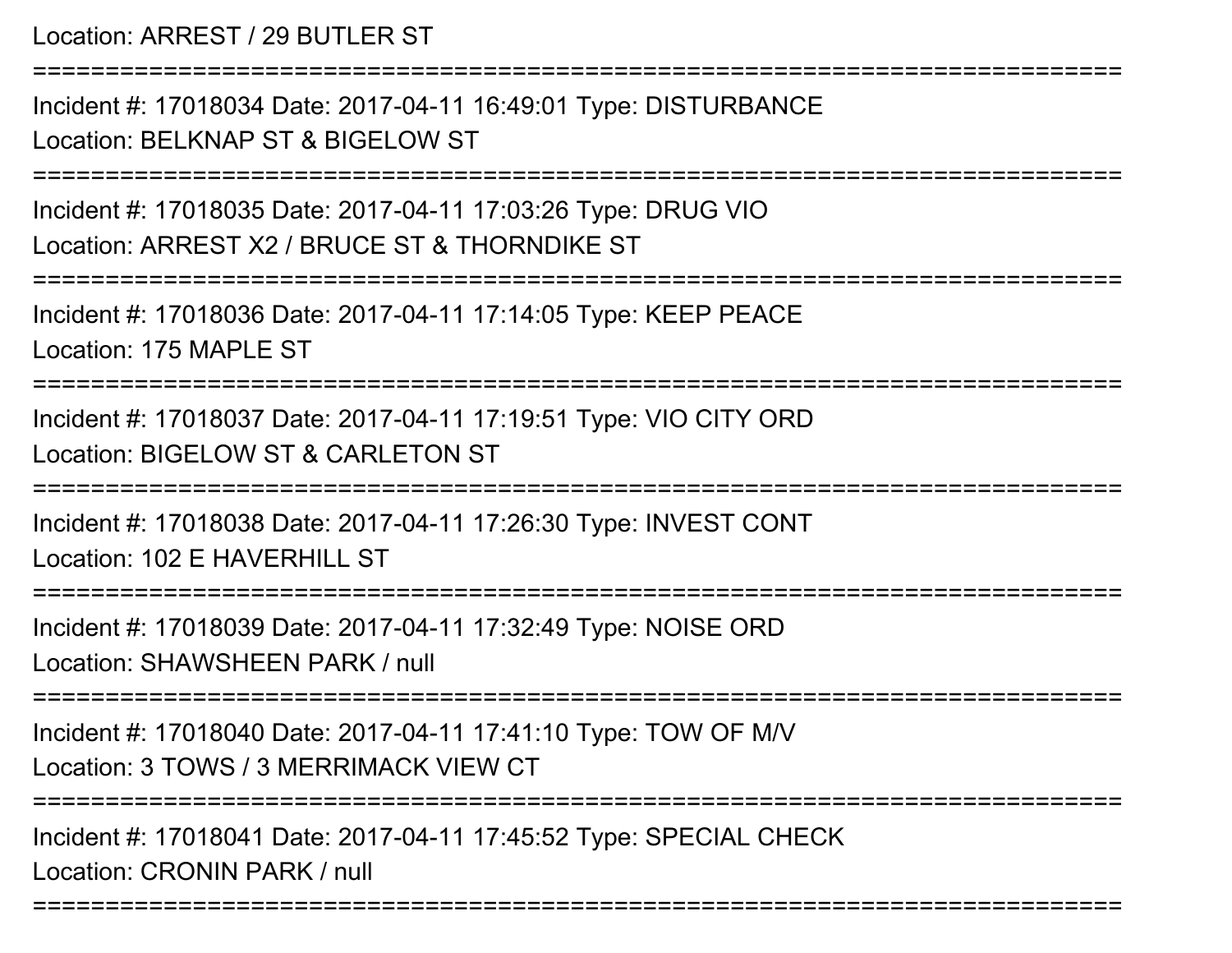Location: ARREST / 29 BUTLER ST

===========================================================================

Incident #: 17018034 Date: 2017-04-11 16:49:01 Type: DISTURBANCE
Location: BELKNAP ST & BIGELOW ST

===========================================================================

Incident #: 17018035 Date: 2017-04-11 17:03:26 Type: DRUG VIO
Location: ARREST X2 / BRUCE ST & THORNDIKE ST

===========================================================================

Incident #: 17018036 Date: 2017-04-11 17:14:05 Type: KEEP PEACE
Location: 175 MAPLE ST

===========================================================================

Incident #: 17018037 Date: 2017-04-11 17:19:51 Type: VIO CITY ORD
Location: BIGELOW ST & CARLETON ST

===========================================================================

Incident #: 17018038 Date: 2017-04-11 17:26:30 Type: INVEST CONT
Location: 102 E HAVERHILL ST

===========================================================================

Incident #: 17018039 Date: 2017-04-11 17:32:49 Type: NOISE ORD
Location: SHAWSHEEN PARK / null

===========================================================================

Incident #: 17018040 Date: 2017-04-11 17:41:10 Type: TOW OF M/V
Location: 3 TOWS / 3 MERRIMACK VIEW CT

===========================================================================

Incident #: 17018041 Date: 2017-04-11 17:45:52 Type: SPECIAL CHECK
Location: CRONIN PARK / null

===========================================================================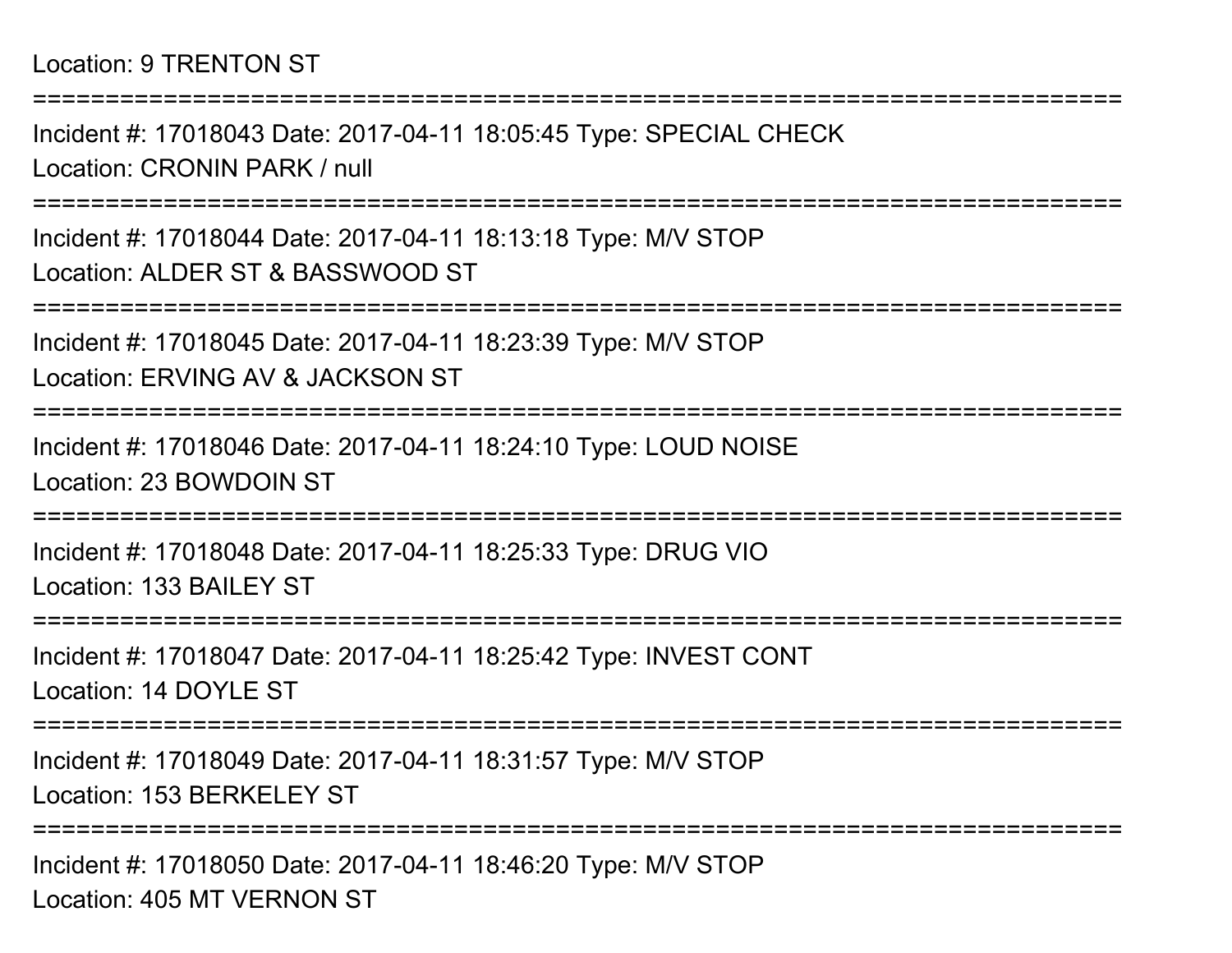Location: 9 TRENTON ST

===========================================================================

Incident #: 17018043 Date: 2017-04-11 18:05:45 Type: SPECIAL CHECK

Location: CRONIN PARK / null

===========================================================================

Incident #: 17018044 Date: 2017-04-11 18:13:18 Type: M/V STOP

Location: ALDER ST & BASSWOOD ST

===========================================================================

Incident #: 17018045 Date: 2017-04-11 18:23:39 Type: M/V STOP

Location: ERVING AV & JACKSON ST

===========================================================================

Incident #: 17018046 Date: 2017-04-11 18:24:10 Type: LOUD NOISE

Location: 23 BOWDOIN ST

===========================================================================

Incident #: 17018048 Date: 2017-04-11 18:25:33 Type: DRUG VIO

Location: 133 BAILEY ST

===========================================================================

Incident #: 17018047 Date: 2017-04-11 18:25:42 Type: INVEST CONT

Location: 14 DOYLE ST

===========================================================================

Incident #: 17018049 Date: 2017-04-11 18:31:57 Type: M/V STOP

Location: 153 BERKELEY ST

===========================================================================

Incident #: 17018050 Date: 2017-04-11 18:46:20 Type: M/V STOP

Location: 405 MT VERNON ST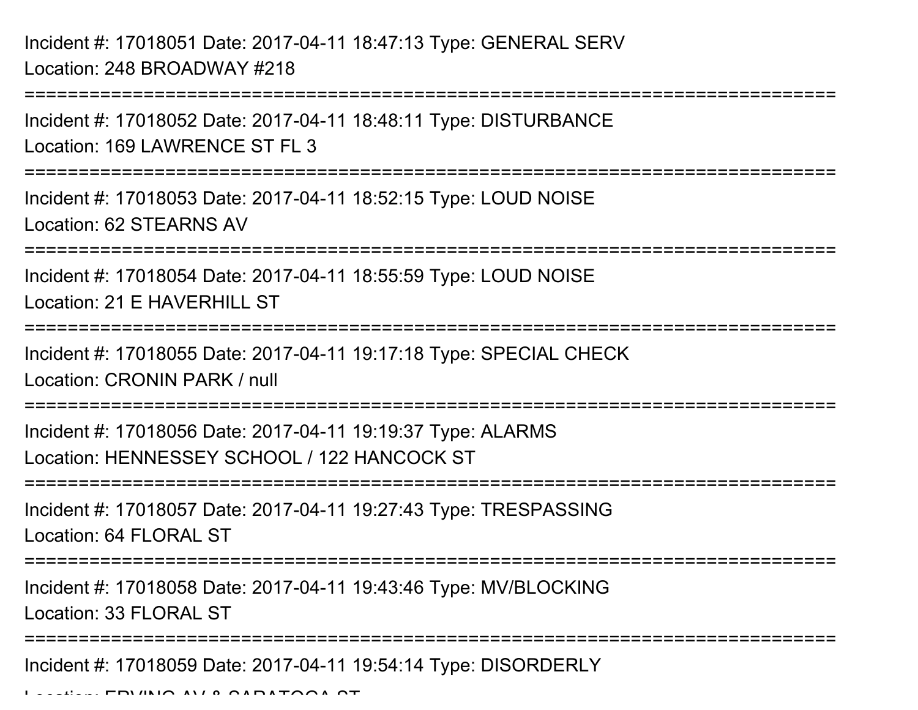Incident #: 17018051 Date: 2017-04-11 18:47:13 Type: GENERAL SERV
Location: 248 BROADWAY #218

===========================================================================

Incident #: 17018052 Date: 2017-04-11 18:48:11 Type: DISTURBANCE
Location: 169 LAWRENCE ST FL 3

===========================================================================

Incident #: 17018053 Date: 2017-04-11 18:52:15 Type: LOUD NOISE
Location: 62 STEARNS AV

===========================================================================

Incident #: 17018054 Date: 2017-04-11 18:55:59 Type: LOUD NOISE
Location: 21 E HAVERHILL ST

===========================================================================

Incident #: 17018055 Date: 2017-04-11 19:17:18 Type: SPECIAL CHECK
Location: CRONIN PARK / null

===========================================================================

Incident #: 17018056 Date: 2017-04-11 19:19:37 Type: ALARMS
Location: HENNESSEY SCHOOL / 122 HANCOCK ST

===========================================================================

Incident #: 17018057 Date: 2017-04-11 19:27:43 Type: TRESPASSING
Location: 64 FLORAL ST

===========================================================================

Incident #: 17018058 Date: 2017-04-11 19:43:46 Type: MV/BLOCKING
Location: 33 FLORAL ST

===========================================================================

Incident #: 17018059 Date: 2017-04-11 19:54:14 Type: DISORDERLY
Location: ERVING AV & SARATOGA ST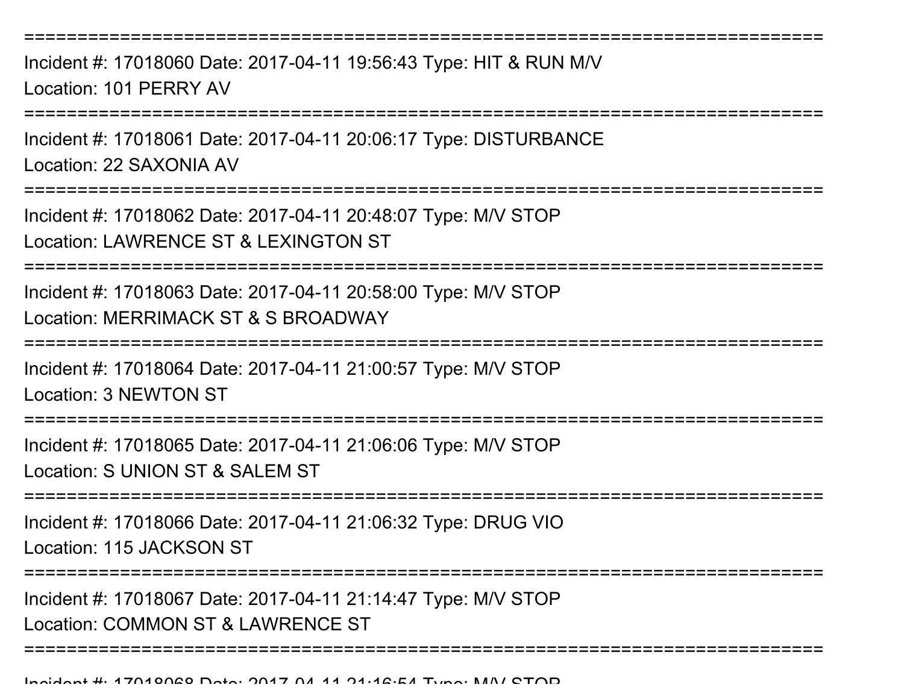===========================================================================

Incident #: 17018060 Date: 2017-04-11 19:56:43 Type: HIT & RUN M/V
Location: 101 PERRY AV

===========================================================================

Incident #: 17018061 Date: 2017-04-11 20:06:17 Type: DISTURBANCE
Location: 22 SAXONIA AV

===========================================================================

Incident #: 17018062 Date: 2017-04-11 20:48:07 Type: M/V STOP
Location: LAWRENCE ST & LEXINGTON ST

===========================================================================

Incident #: 17018063 Date: 2017-04-11 20:58:00 Type: M/V STOP
Location: MERRIMACK ST & S BROADWAY

===========================================================================

Incident #: 17018064 Date: 2017-04-11 21:00:57 Type: M/V STOP
Location: 3 NEWTON ST

===========================================================================

Incident #: 17018065 Date: 2017-04-11 21:06:06 Type: M/V STOP
Location: S UNION ST & SALEM ST

===========================================================================

Incident #: 17018066 Date: 2017-04-11 21:06:32 Type: DRUG VIO
Location: 115 JACKSON ST

===========================================================================

Incident #: 17018067 Date: 2017-04-11 21:14:47 Type: M/V STOP
Location: COMMON ST & LAWRENCE ST

===========================================================================

Incident #: 17018068 Date: 2017-04-11 21:16:54 Type: M/V STOP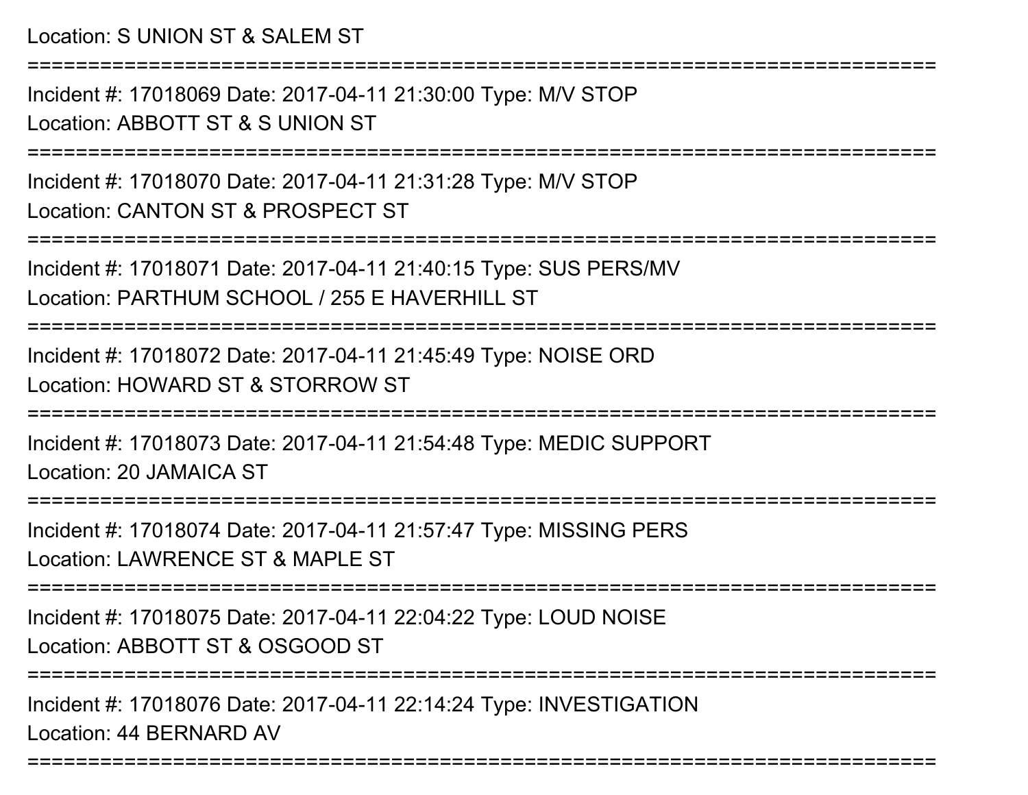Location: S UNION ST & SALEM ST

===========================================================================

Incident #: 17018069 Date: 2017-04-11 21:30:00 Type: M/V STOP

Location: ABBOTT ST & S UNION ST

===========================================================================

Incident #: 17018070 Date: 2017-04-11 21:31:28 Type: M/V STOP

Location: CANTON ST & PROSPECT ST

===========================================================================

Incident #: 17018071 Date: 2017-04-11 21:40:15 Type: SUS PERS/MV

Location: PARTHUM SCHOOL / 255 E HAVERHILL ST

===========================================================================

Incident #: 17018072 Date: 2017-04-11 21:45:49 Type: NOISE ORD

Location: HOWARD ST & STORROW ST

===========================================================================

Incident #: 17018073 Date: 2017-04-11 21:54:48 Type: MEDIC SUPPORT

Location: 20 JAMAICA ST

===========================================================================

Incident #: 17018074 Date: 2017-04-11 21:57:47 Type: MISSING PERS

Location: LAWRENCE ST & MAPLE ST

===========================================================================

Incident #: 17018075 Date: 2017-04-11 22:04:22 Type: LOUD NOISE

Location: ABBOTT ST & OSGOOD ST

===========================================================================

Incident #: 17018076 Date: 2017-04-11 22:14:24 Type: INVESTIGATION

Location: 44 BERNARD AV

===========================================================================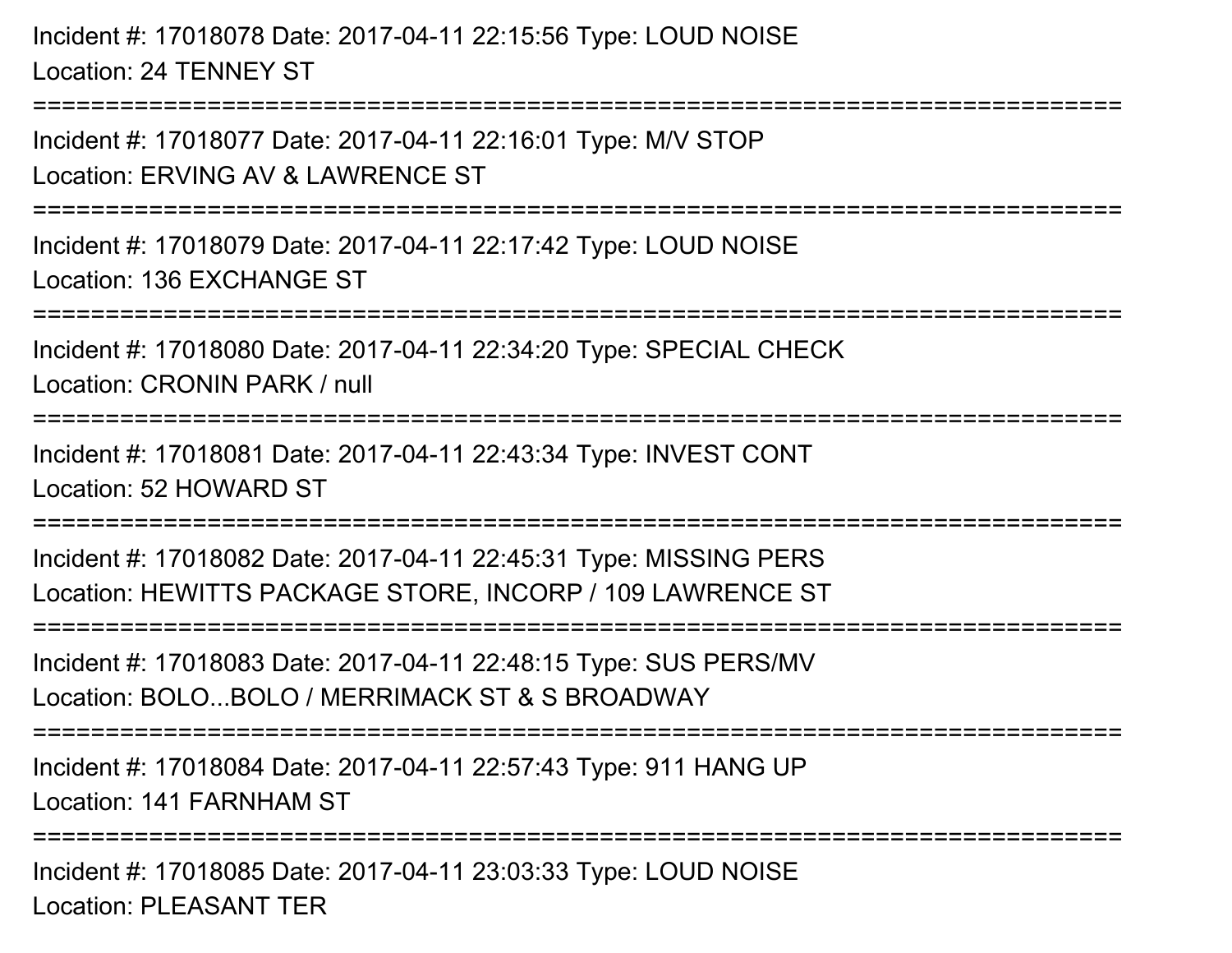Incident #: 17018078 Date: 2017-04-11 22:15:56 Type: LOUD NOISE
Location: 24 TENNEY ST

===========================================================================

Incident #: 17018077 Date: 2017-04-11 22:16:01 Type: M/V STOP
Location: ERVING AV & LAWRENCE ST

===========================================================================

Incident #: 17018079 Date: 2017-04-11 22:17:42 Type: LOUD NOISE
Location: 136 EXCHANGE ST

===========================================================================

Incident #: 17018080 Date: 2017-04-11 22:34:20 Type: SPECIAL CHECK
Location: CRONIN PARK / null

===========================================================================

Incident #: 17018081 Date: 2017-04-11 22:43:34 Type: INVEST CONT
Location: 52 HOWARD ST

===========================================================================

Incident #: 17018082 Date: 2017-04-11 22:45:31 Type: MISSING PERS
Location: HEWITTS PACKAGE STORE, INCORP / 109 LAWRENCE ST

===========================================================================

Incident #: 17018083 Date: 2017-04-11 22:48:15 Type: SUS PERS/MV
Location: BOLO...BOLO / MERRIMACK ST & S BROADWAY

===========================================================================

Incident #: 17018084 Date: 2017-04-11 22:57:43 Type: 911 HANG UP
Location: 141 FARNHAM ST

===========================================================================

Incident #: 17018085 Date: 2017-04-11 23:03:33 Type: LOUD NOISE
Location: PLEASANT TER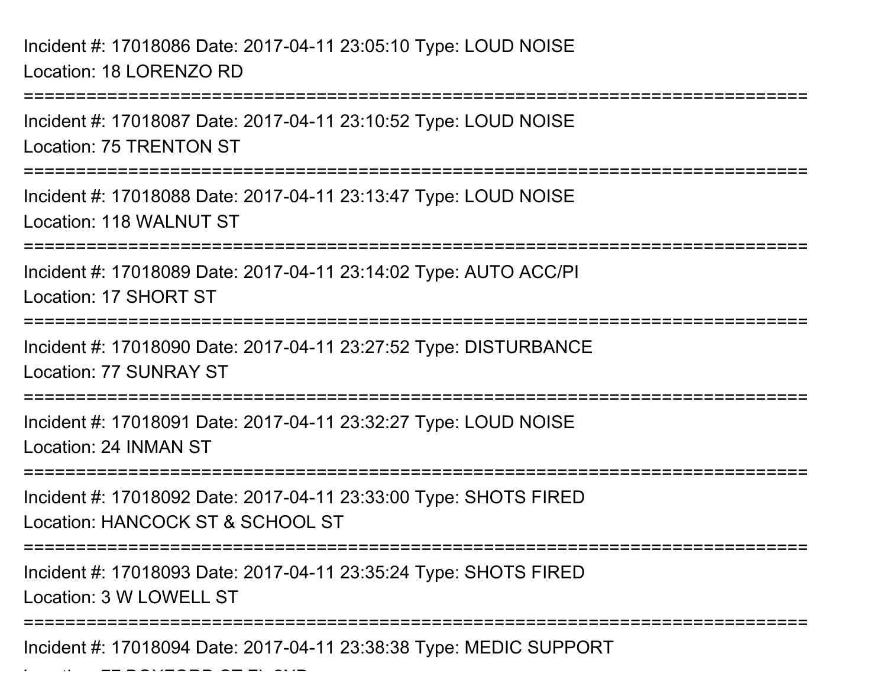Incident #: 17018086 Date: 2017-04-11 23:05:10 Type: LOUD NOISE
Location: 18 LORENZO RD

===========================================================================

Incident #: 17018087 Date: 2017-04-11 23:10:52 Type: LOUD NOISE
Location: 75 TRENTON ST

===========================================================================

Incident #: 17018088 Date: 2017-04-11 23:13:47 Type: LOUD NOISE
Location: 118 WALNUT ST

===========================================================================

Incident #: 17018089 Date: 2017-04-11 23:14:02 Type: AUTO ACC/PI
Location: 17 SHORT ST

===========================================================================

Incident #: 17018090 Date: 2017-04-11 23:27:52 Type: DISTURBANCE
Location: 77 SUNRAY ST

===========================================================================

Incident #: 17018091 Date: 2017-04-11 23:32:27 Type: LOUD NOISE
Location: 24 INMAN ST

===========================================================================

Incident #: 17018092 Date: 2017-04-11 23:33:00 Type: SHOTS FIRED
Location: HANCOCK ST & SCHOOL ST

===========================================================================

Incident #: 17018093 Date: 2017-04-11 23:35:24 Type: SHOTS FIRED
Location: 3 W LOWELL ST

===========================================================================

Incident #: 17018094 Date: 2017-04-11 23:38:38 Type: MEDIC SUPPORT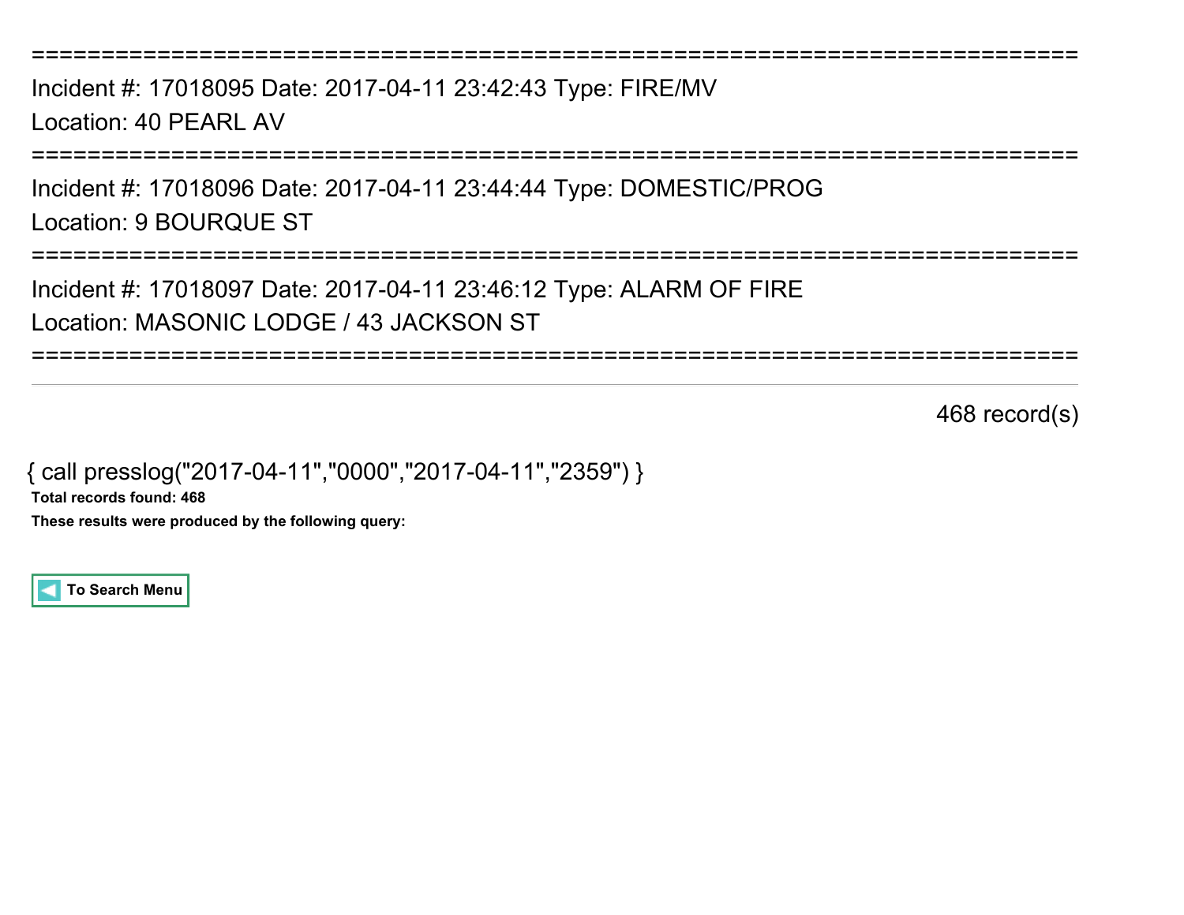===============================================================================

Incident #: 17018095 Date: 2017-04-11 23:42:43 Type: FIRE/MV

Location: 40 PEARL AV

===============================================================================

Incident #: 17018096 Date: 2017-04-11 23:44:44 Type: DOMESTIC/PROG

Location: 9 BOURQUE ST

===============================================================================

Incident #: 17018097 Date: 2017-04-11 23:46:12 Type: ALARM OF FIRE

Location: MASONIC LODGE / 43 JACKSON ST

===============================================================================

---

468 record(s)

{ call presslog("2017-04-11","0000","2017-04-11","2359") }

**Total records found: 468**

**These results were produced by the following query:**

To Search Menu